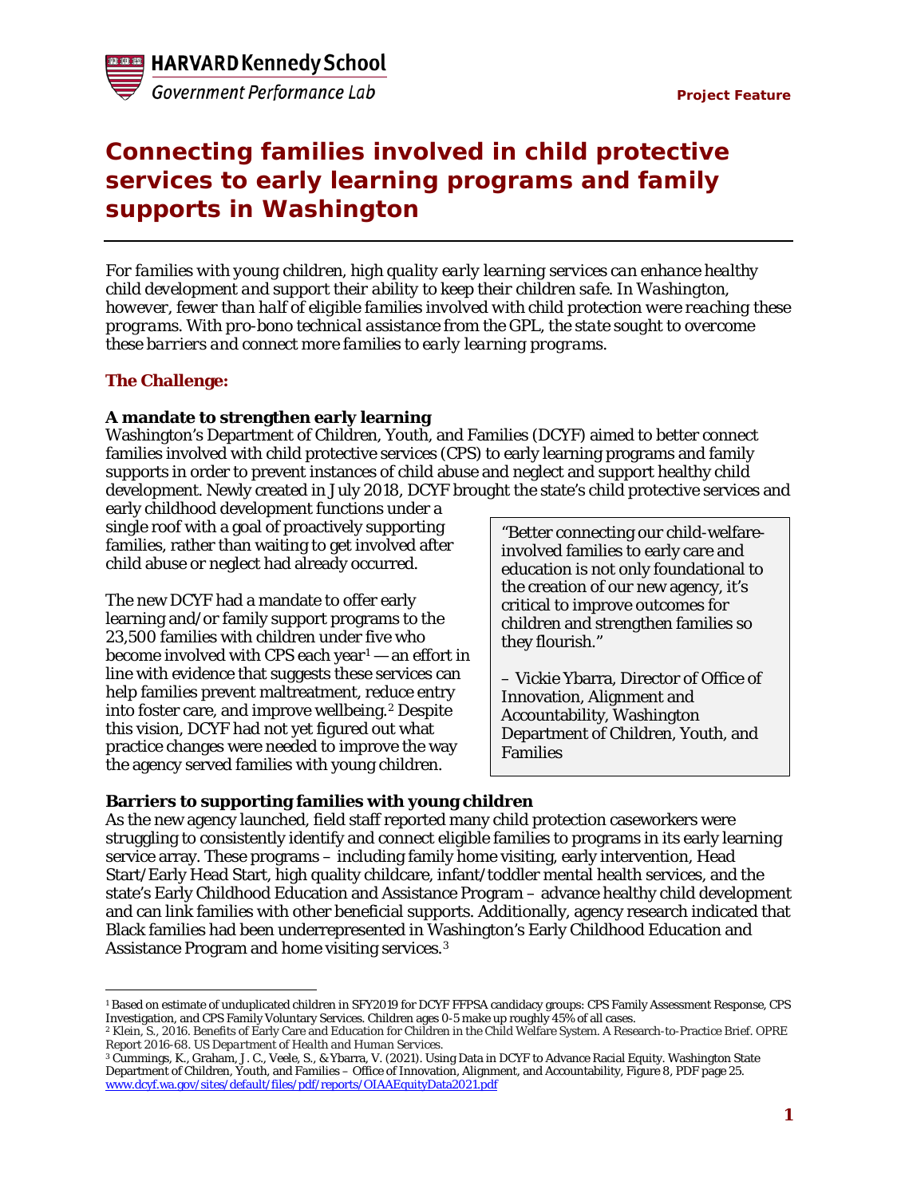HARVARD Kennedy School
Government Performance Lab

**Project Feature**

# Connecting families involved in child protective services to early learning programs and family supports in Washington

*For families with young children, high quality early learning services can enhance healthy child development and support their ability to keep their children safe. In Washington, however, fewer than half of eligible families involved with child protection were reaching these programs. With pro-bono technical assistance from the GPL, the state sought to overcome these barriers and connect more families to early learning programs.*

## The Challenge:

### A mandate to strengthen early learning

Washington's Department of Children, Youth, and Families (DCYF) aimed to better connect families involved with child protective services (CPS) to early learning programs and family supports in order to prevent instances of child abuse and neglect and support healthy child development. Newly created in July 2018, DCYF brought the state's child protective services and early childhood development functions under a single roof with a goal of proactively supporting families, rather than waiting to get involved after child abuse or neglect had already occurred.

The new DCYF had a mandate to offer early learning and/or family support programs to the 23,500 families with children under five who become involved with CPS each year[1] — an effort in line with evidence that suggests these services can help families prevent maltreatment, reduce entry into foster care, and improve wellbeing.[2] Despite this vision, DCYF had not yet figured out what practice changes were needed to improve the way the agency served families with young children.

> "Better connecting our child-welfare-involved families to early care and education is not only foundational to the creation of our new agency, it's critical to improve outcomes for children and strengthen families so they flourish."
>
> – Vickie Ybarra, Director of Office of Innovation, Alignment and Accountability, Washington Department of Children, Youth, and Families

### Barriers to supporting families with young children

As the new agency launched, field staff reported many child protection caseworkers were struggling to consistently identify and connect eligible families to programs in its early learning service array. These programs – including family home visiting, early intervention, Head Start/Early Head Start, high quality childcare, infant/toddler mental health services, and the state's Early Childhood Education and Assistance Program – advance healthy child development and can link families with other beneficial supports. Additionally, agency research indicated that Black families had been underrepresented in Washington's Early Childhood Education and Assistance Program and home visiting services.[3]

---

[1] Based on estimate of unduplicated children in SFY2019 for DCYF FFPSA candidacy groups: CPS Family Assessment Response, CPS Investigation, and CPS Family Voluntary Services. Children ages 0-5 make up roughly 45% of all cases.

[2] Klein, S., 2016. Benefits of Early Care and Education for Children in the Child Welfare System. A Research-to-Practice Brief. OPRE Report 2016-68. US Department of Health and Human Services.

[3] Cummings, K., Graham, J. C., Veele, S., & Ybarra, V. (2021). Using Data in DCYF to Advance Racial Equity. Washington State Department of Children, Youth, and Families – Office of Innovation, Alignment, and Accountability, Figure 8, PDF page 25. www.dcyf.wa.gov/sites/default/files/pdf/reports/OIAAEquityData2021.pdf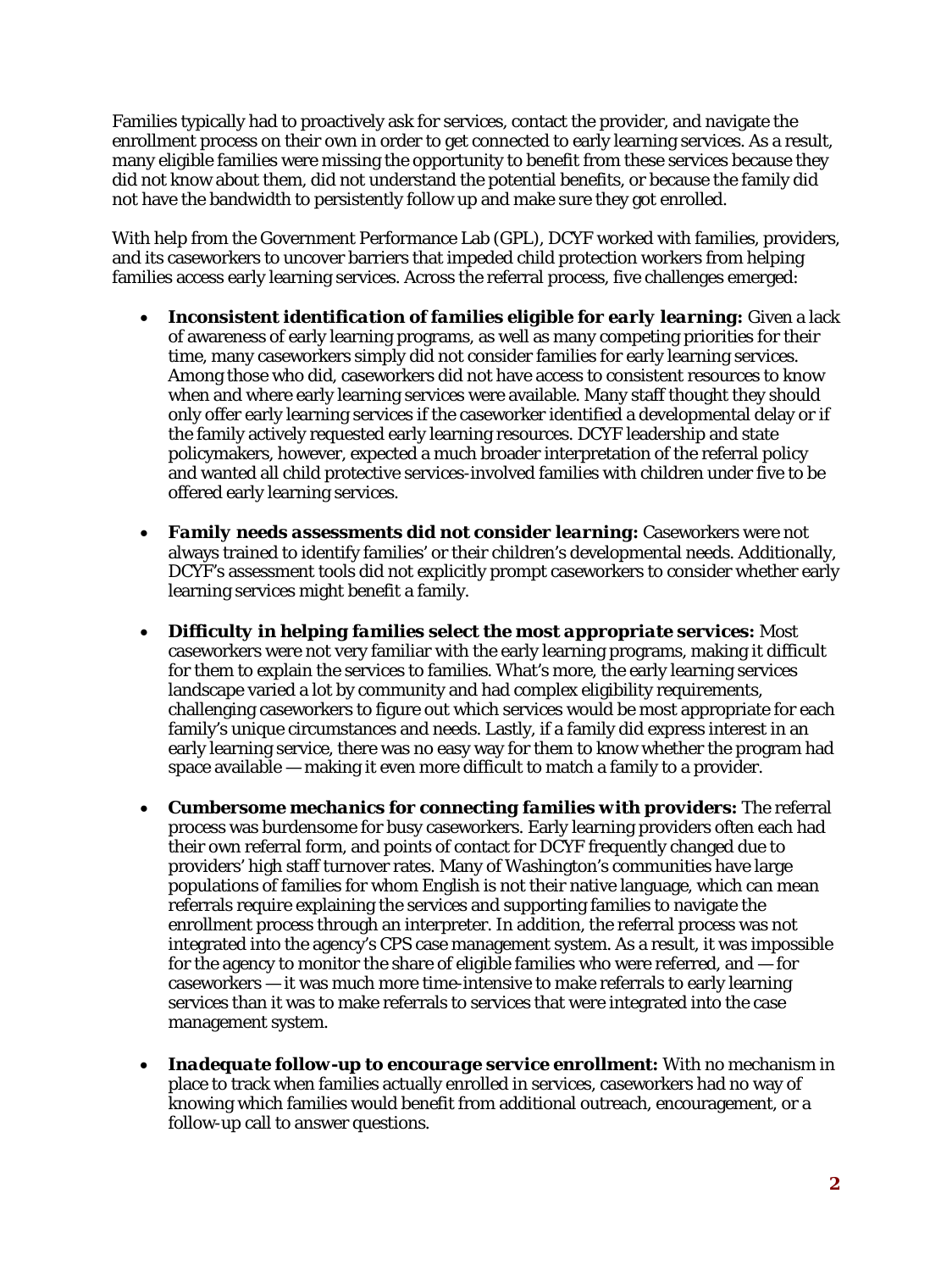Families typically had to proactively ask for services, contact the provider, and navigate the enrollment process on their own in order to get connected to early learning services. As a result, many eligible families were missing the opportunity to benefit from these services because they did not know about them, did not understand the potential benefits, or because the family did not have the bandwidth to persistently follow up and make sure they got enrolled.

With help from the Government Performance Lab (GPL), DCYF worked with families, providers, and its caseworkers to uncover barriers that impeded child protection workers from helping families access early learning services. Across the referral process, five challenges emerged:

- ***Inconsistent identification of families eligible for early learning:*** Given a lack of awareness of early learning programs, as well as many competing priorities for their time, many caseworkers simply did not consider families for early learning services. Among those who did, caseworkers did not have access to consistent resources to know when and where early learning services were available. Many staff thought they should only offer early learning services if the caseworker identified a developmental delay or if the family actively requested early learning resources. DCYF leadership and state policymakers, however, expected a much broader interpretation of the referral policy and wanted all child protective services-involved families with children under five to be offered early learning services.

- ***Family needs assessments did not consider learning:*** Caseworkers were not always trained to identify families' or their children's developmental needs. Additionally, DCYF's assessment tools did not explicitly prompt caseworkers to consider whether early learning services might benefit a family.

- ***Difficulty in helping families select the most appropriate services:*** Most caseworkers were not very familiar with the early learning programs, making it difficult for them to explain the services to families. What's more, the early learning services landscape varied a lot by community and had complex eligibility requirements, challenging caseworkers to figure out which services would be most appropriate for each family's unique circumstances and needs. Lastly, if a family did express interest in an early learning service, there was no easy way for them to know whether the program had space available — making it even more difficult to match a family to a provider.

- ***Cumbersome mechanics for connecting families with providers:*** The referral process was burdensome for busy caseworkers. Early learning providers often each had their own referral form, and points of contact for DCYF frequently changed due to providers' high staff turnover rates. Many of Washington's communities have large populations of families for whom English is not their native language, which can mean referrals require explaining the services and supporting families to navigate the enrollment process through an interpreter. In addition, the referral process was not integrated into the agency's CPS case management system. As a result, it was impossible for the agency to monitor the share of eligible families who were referred, and — for caseworkers — it was much more time-intensive to make referrals to early learning services than it was to make referrals to services that were integrated into the case management system.

- ***Inadequate follow-up to encourage service enrollment:*** With no mechanism in place to track when families actually enrolled in services, caseworkers had no way of knowing which families would benefit from additional outreach, encouragement, or a follow-up call to answer questions.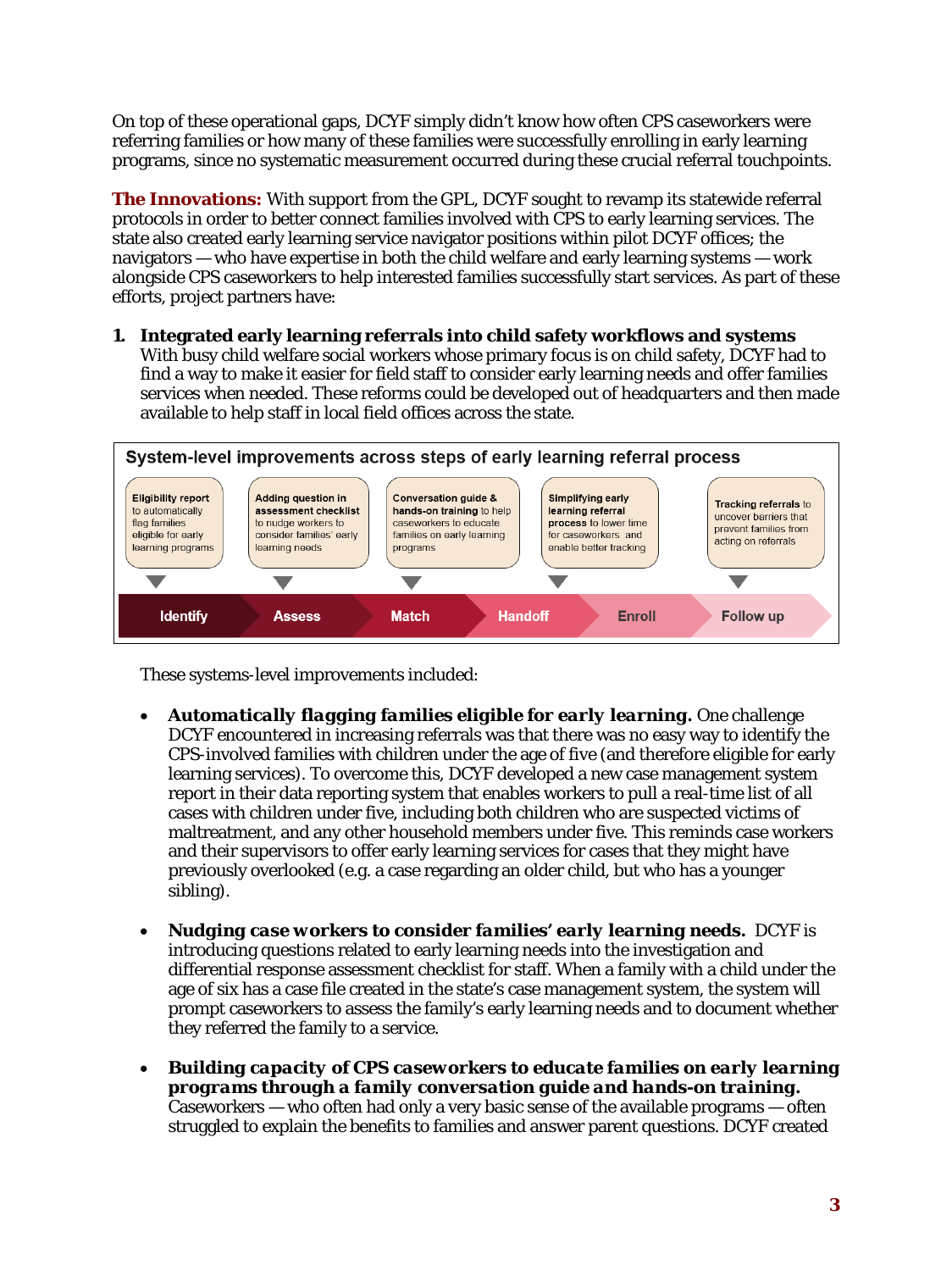On top of these operational gaps, DCYF simply didn't know how often CPS caseworkers were referring families or how many of these families were successfully enrolling in early learning programs, since no systematic measurement occurred during these crucial referral touchpoints.

**The Innovations:** With support from the GPL, DCYF sought to revamp its statewide referral protocols in order to better connect families involved with CPS to early learning services. The state also created early learning service navigator positions within pilot DCYF offices; the navigators — who have expertise in both the child welfare and early learning systems — work alongside CPS caseworkers to help interested families successfully start services. As part of these efforts, project partners have:

1. **Integrated early learning referrals into child safety workflows and systems**
   With busy child welfare social workers whose primary focus is on child safety, DCYF had to find a way to make it easier for field staff to consider early learning needs and offer families services when needed. These reforms could be developed out of headquarters and then made available to help staff in local field offices across the state.

**System-level improvements across steps of early learning referral process**

| Identify | Assess | Match | Handoff | Enroll | Follow up |
|---|---|---|---|---|---|
| **Eligibility report** to automatically flag families eligible for early learning programs | **Adding question in assessment checklist** to nudge workers to consider families' early learning needs | **Conversation guide & hands-on training** to help caseworkers to educate families on early learning programs | **Simplifying early learning referral process** to lower time for caseworkers and enable better tracking | | **Tracking referrals** to uncover barriers that prevent families from acting on referrals |

These systems-level improvements included:

- ***Automatically flagging families eligible for early learning.*** One challenge DCYF encountered in increasing referrals was that there was no easy way to identify the CPS-involved families with children under the age of five (and therefore eligible for early learning services). To overcome this, DCYF developed a new case management system report in their data reporting system that enables workers to pull a real-time list of all cases with children under five, including both children who are suspected victims of maltreatment, and any other household members under five. This reminds case workers and their supervisors to offer early learning services for cases that they might have previously overlooked (e.g. a case regarding an older child, but who has a younger sibling).

- ***Nudging case workers to consider families' early learning needs.*** DCYF is introducing questions related to early learning needs into the investigation and differential response assessment checklist for staff. When a family with a child under the age of six has a case file created in the state's case management system, the system will prompt caseworkers to assess the family's early learning needs and to document whether they referred the family to a service.

- ***Building capacity of CPS caseworkers to educate families on early learning programs through a family conversation guide and hands-on training.*** Caseworkers — who often had only a very basic sense of the available programs — often struggled to explain the benefits to families and answer parent questions. DCYF created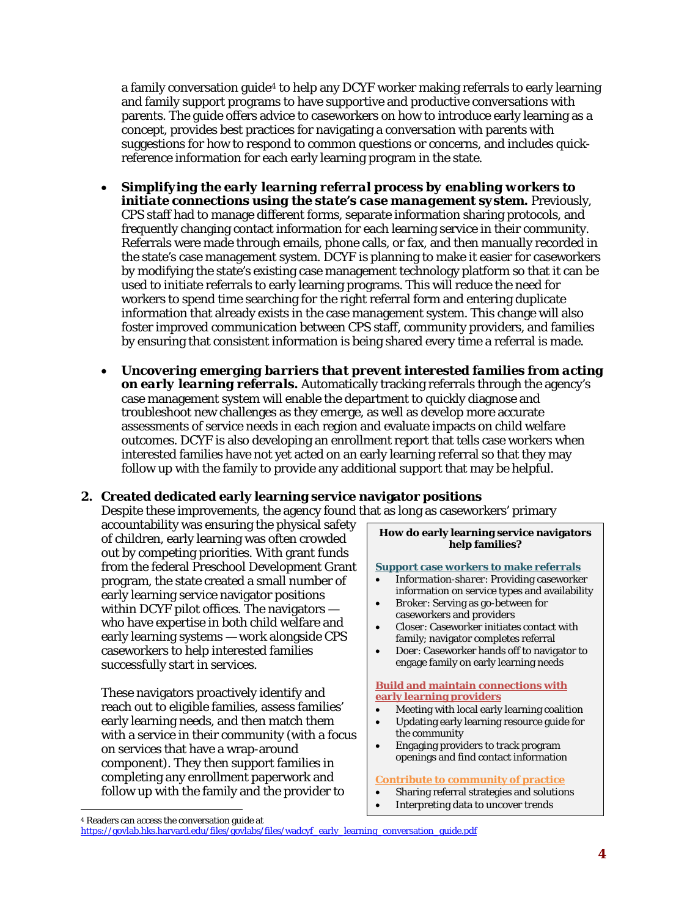a family conversation guide[4] to help any DCYF worker making referrals to early learning and family support programs to have supportive and productive conversations with parents. The guide offers advice to caseworkers on how to introduce early learning as a concept, provides best practices for navigating a conversation with parents with suggestions for how to respond to common questions or concerns, and includes quick-reference information for each early learning program in the state.

- ***Simplifying the early learning referral process by enabling workers to initiate connections using the state's case management system.*** Previously, CPS staff had to manage different forms, separate information sharing protocols, and frequently changing contact information for each learning service in their community. Referrals were made through emails, phone calls, or fax, and then manually recorded in the state's case management system. DCYF is planning to make it easier for caseworkers by modifying the state's existing case management technology platform so that it can be used to initiate referrals to early learning programs. This will reduce the need for workers to spend time searching for the right referral form and entering duplicate information that already exists in the case management system. This change will also foster improved communication between CPS staff, community providers, and families by ensuring that consistent information is being shared every time a referral is made.

- ***Uncovering emerging barriers that prevent interested families from acting on early learning referrals.*** Automatically tracking referrals through the agency's case management system will enable the department to quickly diagnose and troubleshoot new challenges as they emerge, as well as develop more accurate assessments of service needs in each region and evaluate impacts on child welfare outcomes. DCYF is also developing an enrollment report that tells case workers when interested families have not yet acted on an early learning referral so that they may follow up with the family to provide any additional support that may be helpful.

**2. Created dedicated early learning service navigator positions**

Despite these improvements, the agency found that as long as caseworkers' primary accountability was ensuring the physical safety of children, early learning was often crowded out by competing priorities. With grant funds from the federal Preschool Development Grant program, the state created a small number of early learning service navigator positions within DCYF pilot offices. The navigators — who have expertise in both child welfare and early learning systems — work alongside CPS caseworkers to help interested families successfully start in services.

These navigators proactively identify and reach out to eligible families, assess families' early learning needs, and then match them with a service in their community (with a focus on services that have a wrap-around component). They then support families in completing any enrollment paperwork and follow up with the family and the provider to

> **How do early learning service navigators help families?**
>
> **Support case workers to make referrals**
> - *Information-sharer*: Providing caseworker information on service types and availability
> - *Broker*: Serving as go-between for caseworkers and providers
> - Closer: Caseworker initiates contact with family; navigator completes referral
> - Doer: Caseworker hands off to navigator to engage family on early learning needs
>
> **Build and maintain connections with early learning providers**
> - Meeting with local early learning coalition
> - Updating early learning resource guide for the community
> - Engaging providers to track program openings and find contact information
>
> **Contribute to community of practice**
> - Sharing referral strategies and solutions
> - Interpreting data to uncover trends

[4] Readers can access the conversation guide at https://govlab.hks.harvard.edu/files/govlabs/files/wadcyf_early_learning_conversation_guide.pdf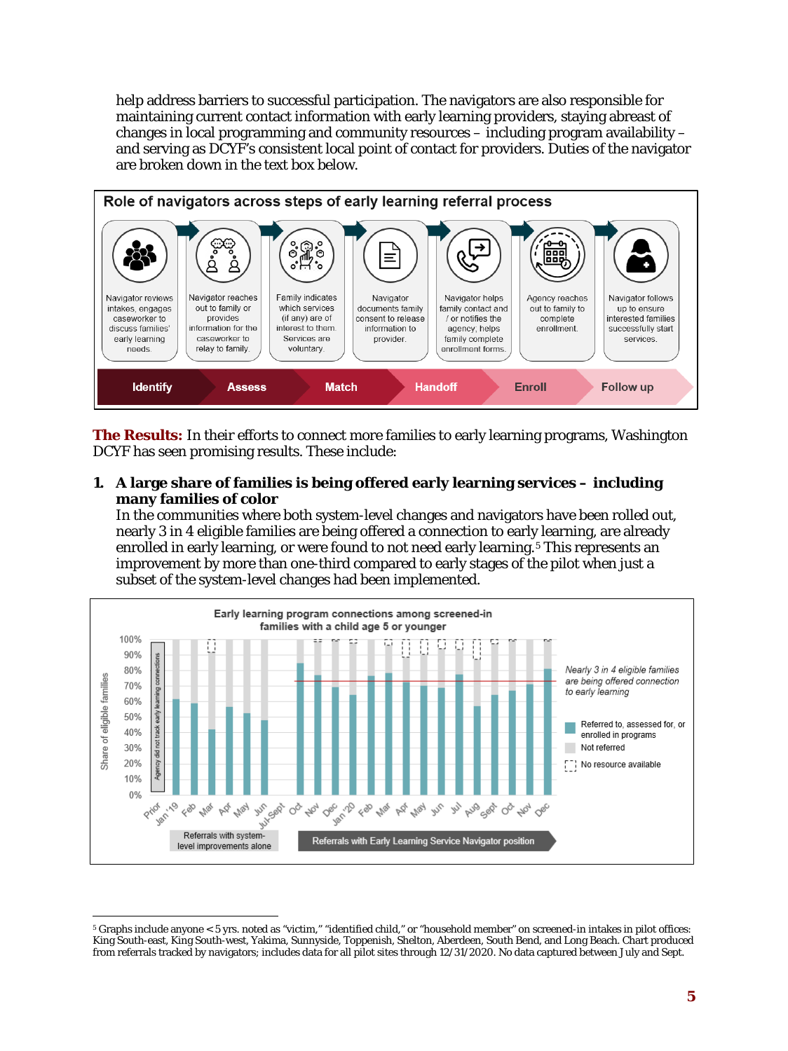help address barriers to successful participation. The navigators are also responsible for maintaining current contact information with early learning providers, staying abreast of changes in local programming and community resources – including program availability – and serving as DCYF's consistent local point of contact for providers. Duties of the navigator are broken down in the text box below.

**Role of navigators across steps of early learning referral process**

| Identify | Assess | Match | Handoff | Enroll | Follow up |
|---|---|---|---|---|---|
| Navigator reviews intakes, engages caseworker to discuss families' early learning needs. | Navigator reaches out to family or provides information for the caseworker to relay to family. | Family indicates which services (if any) are of interest to them. Services are voluntary. | Navigator documents family consent to release information to provider. | Navigator helps family contact and / or notifies the agency; helps family complete enrollment forms. | Agency reaches out to family to complete enrollment. | Navigator follows up to ensure interested families successfully start services. |

**The Results:** In their efforts to connect more families to early learning programs, Washington DCYF has seen promising results. These include:

1. **A large share of families is being offered early learning services – including many families of color**
   In the communities where both system-level changes and navigators have been rolled out, nearly 3 in 4 eligible families are being offered a connection to early learning, are already enrolled in early learning, or were found to not need early learning.[5] This represents an improvement by more than one-third compared to early stages of the pilot when just a subset of the system-level changes had been implemented.

**Early learning program connections among screened-in families with a child age 5 or younger**

*Nearly 3 in 4 eligible families are being offered connection to early learning*

Legend: Referred to, assessed for, or enrolled in programs; Not referred; No resource available

Y-axis: Share of eligible families (0%–100%). Prior to Jan '19: Agency did not track early learning connections.

X-axis: Prior Jan '19, Feb, Mar, Apr, May, Jun, Jul-Sept (Referrals with system-level improvements alone); Oct, Nov, Dec, Jan '20, Feb, Mar, Apr, May, Jun, Jul, Aug, Sept, Oct, Nov, Dec (Referrals with Early Learning Service Navigator position)

[5] Graphs include anyone < 5 yrs. noted as "victim," "identified child," or "household member" on screened-in intakes in pilot offices: King South-east, King South-west, Yakima, Sunnyside, Toppenish, Shelton, Aberdeen, South Bend, and Long Beach. Chart produced from referrals tracked by navigators; includes data for all pilot sites through 12/31/2020. No data captured between July and Sept.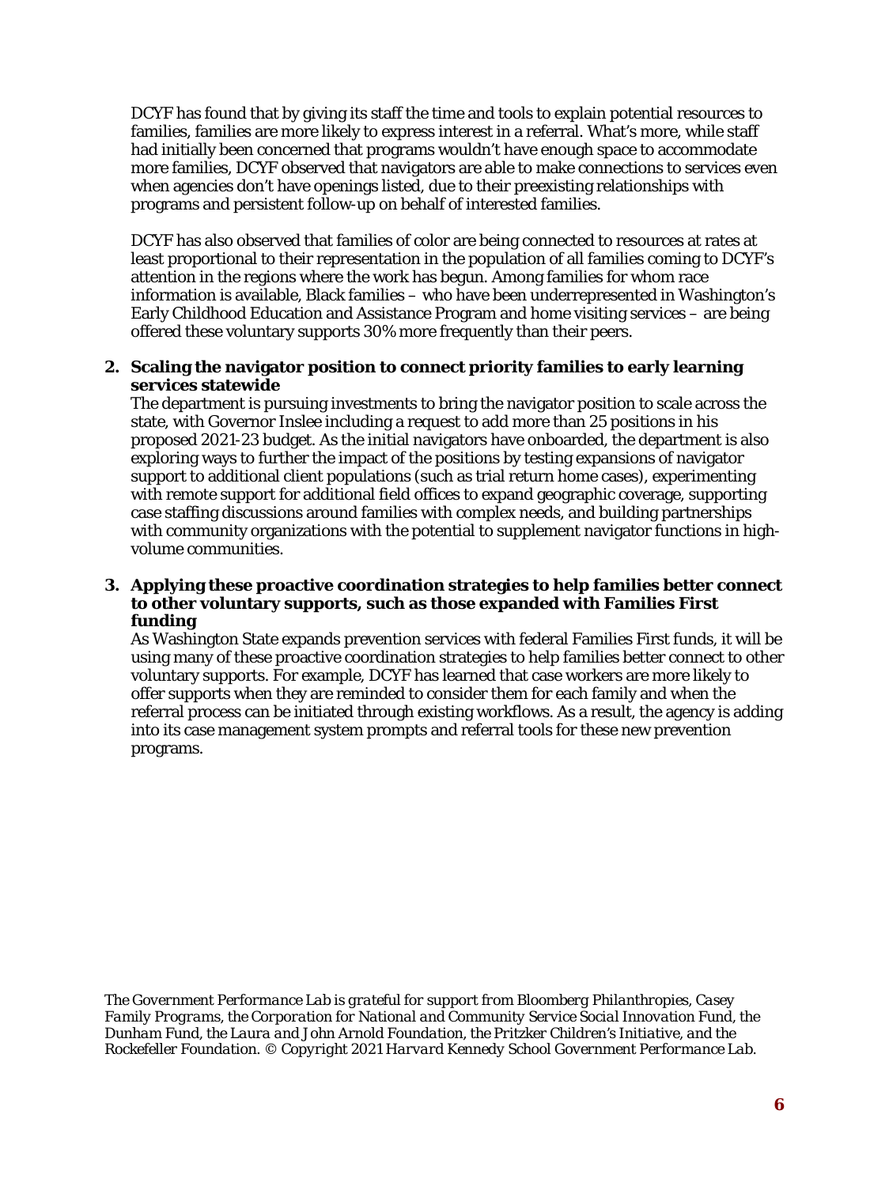DCYF has found that by giving its staff the time and tools to explain potential resources to families, families are more likely to express interest in a referral. What's more, while staff had initially been concerned that programs wouldn't have enough space to accommodate more families, DCYF observed that navigators are able to make connections to services even when agencies don't have openings listed, due to their preexisting relationships with programs and persistent follow-up on behalf of interested families.

DCYF has also observed that families of color are being connected to resources at rates at least proportional to their representation in the population of all families coming to DCYF's attention in the regions where the work has begun. Among families for whom race information is available, Black families – who have been underrepresented in Washington's Early Childhood Education and Assistance Program and home visiting services – are being offered these voluntary supports 30% more frequently than their peers.

2. **Scaling the navigator position to connect priority families to early learning services statewide**
   The department is pursuing investments to bring the navigator position to scale across the state, with Governor Inslee including a request to add more than 25 positions in his proposed 2021-23 budget. As the initial navigators have onboarded, the department is also exploring ways to further the impact of the positions by testing expansions of navigator support to additional client populations (such as trial return home cases), experimenting with remote support for additional field offices to expand geographic coverage, supporting case staffing discussions around families with complex needs, and building partnerships with community organizations with the potential to supplement navigator functions in high-volume communities.

3. **Applying these proactive coordination strategies to help families better connect to other voluntary supports, such as those expanded with Families First funding**
   As Washington State expands prevention services with federal Families First funds, it will be using many of these proactive coordination strategies to help families better connect to other voluntary supports. For example, DCYF has learned that case workers are more likely to offer supports when they are reminded to consider them for each family and when the referral process can be initiated through existing workflows. As a result, the agency is adding into its case management system prompts and referral tools for these new prevention programs.

*The Government Performance Lab is grateful for support from Bloomberg Philanthropies, Casey Family Programs, the Corporation for National and Community Service Social Innovation Fund, the Dunham Fund, the Laura and John Arnold Foundation, the Pritzker Children's Initiative, and the Rockefeller Foundation. © Copyright 2021 Harvard Kennedy School Government Performance Lab.*